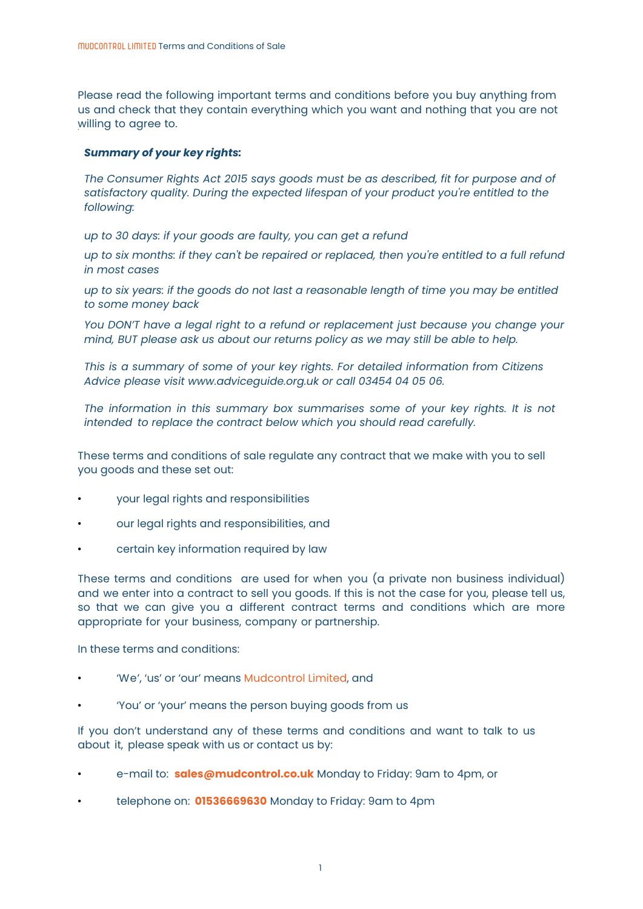Please read the following important terms and conditions before you buy anything from us and check that they contain everything which you want and nothing that you are not willing to agree to.

***Summary of your key rights:***

*The Consumer Rights Act 2015 says goods must be as described, fit for purpose and of satisfactory quality. During the expected lifespan of your product you're entitled to the following:*

*up to 30 days: if your goods are faulty, you can get a refund*

*up to six months: if they can't be repaired or replaced, then you're entitled to a full refund in most cases*

*up to six years: if the goods do not last a reasonable length of time you may be entitled to some money back*

*You DON'T have a legal right to a refund or replacement just because you change your mind, BUT please ask us about our returns policy as we may still be able to help.*

*This is a summary of some of your key rights. For detailed information from Citizens Advice please visit www.adviceguide.org.uk or call 03454 04 05 06.*

*The information in this summary box summarises some of your key rights. It is not intended to replace the contract below which you should read carefully.*

These terms and conditions of sale regulate any contract that we make with you to sell you goods and these set out:

- your legal rights and responsibilities
- our legal rights and responsibilities, and
- certain key information required by law

These terms and conditions are used for when you (a private non business individual) and we enter into a contract to sell you goods. If this is not the case for you, please tell us, so that we can give you a different contract terms and conditions which are more appropriate for your business, company or partnership.

In these terms and conditions:

- 'We', 'us' or 'our' means Mudcontrol Limited, and
- 'You' or 'your' means the person buying goods from us

If you don't understand any of these terms and conditions and want to talk to us about it, please speak with us or contact us by:

- e-mail to: **sales@mudcontrol.co.uk** Monday to Friday: 9am to 4pm, or
- telephone on: **01536669630** Monday to Friday: 9am to 4pm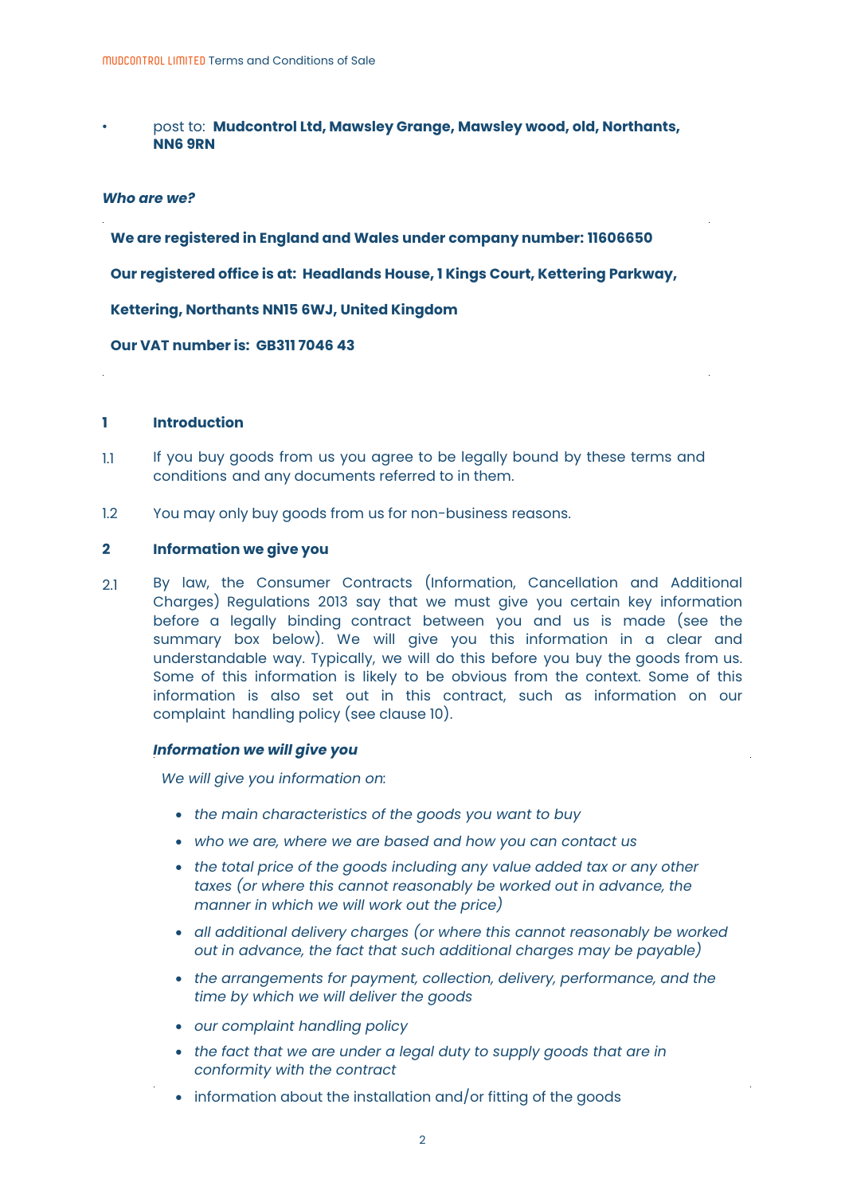- post to: **Mudcontrol Ltd, Mawsley Grange, Mawsley wood, old, Northants, NN6 9RN**

***Who are we?***

**We are registered in England and Wales under company number: 11606650**

**Our registered office is at: Headlands House, 1 Kings Court, Kettering Parkway,**

**Kettering, Northants NN15 6WJ, United Kingdom**

**Our VAT number is: GB311 7046 43**

## 1 Introduction

1.1 If you buy goods from us you agree to be legally bound by these terms and conditions and any documents referred to in them.

1.2 You may only buy goods from us for non-business reasons.

## 2 Information we give you

2.1 By law, the Consumer Contracts (Information, Cancellation and Additional Charges) Regulations 2013 say that we must give you certain key information before a legally binding contract between you and us is made (see the summary box below). We will give you this information in a clear and understandable way. Typically, we will do this before you buy the goods from us. Some of this information is likely to be obvious from the context. Some of this information is also set out in this contract, such as information on our complaint handling policy (see clause 10).

***Information we will give you***

*We will give you information on:*

- *the main characteristics of the goods you want to buy*
- *who we are, where we are based and how you can contact us*
- *the total price of the goods including any value added tax or any other taxes (or where this cannot reasonably be worked out in advance, the manner in which we will work out the price)*
- *all additional delivery charges (or where this cannot reasonably be worked out in advance, the fact that such additional charges may be payable)*
- *the arrangements for payment, collection, delivery, performance, and the time by which we will deliver the goods*
- *our complaint handling policy*
- *the fact that we are under a legal duty to supply goods that are in conformity with the contract*
- information about the installation and/or fitting of the goods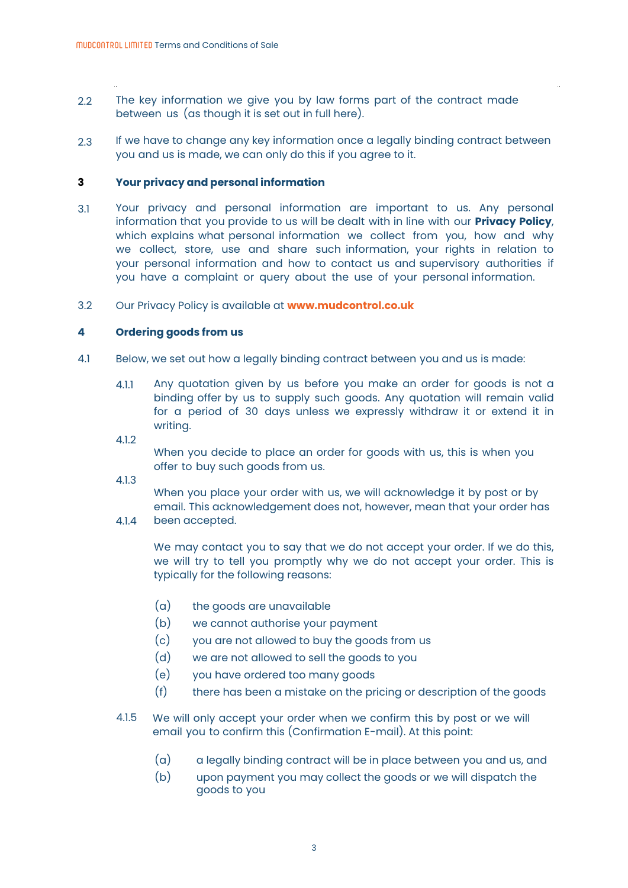2.2 The key information we give you by law forms part of the contract made between us (as though it is set out in full here).

2.3 If we have to change any key information once a legally binding contract between you and us is made, we can only do this if you agree to it.

## 3 Your privacy and personal information

3.1 Your privacy and personal information are important to us. Any personal information that you provide to us will be dealt with in line with our **Privacy Policy**, which explains what personal information we collect from you, how and why we collect, store, use and share such information, your rights in relation to your personal information and how to contact us and supervisory authorities if you have a complaint or query about the use of your personal information.

3.2 Our Privacy Policy is available at **www.mudcontrol.co.uk**

## 4 Ordering goods from us

4.1 Below, we set out how a legally binding contract between you and us is made:

4.1.1 Any quotation given by us before you make an order for goods is not a binding offer by us to supply such goods. Any quotation will remain valid for a period of 30 days unless we expressly withdraw it or extend it in writing.

4.1.2 When you decide to place an order for goods with us, this is when you offer to buy such goods from us.

4.1.3 When you place your order with us, we will acknowledge it by post or by email. This acknowledgement does not, however, mean that your order has been accepted.

4.1.4 We may contact you to say that we do not accept your order. If we do this, we will try to tell you promptly why we do not accept your order. This is typically for the following reasons:

(a) the goods are unavailable
(b) we cannot authorise your payment
(c) you are not allowed to buy the goods from us
(d) we are not allowed to sell the goods to you
(e) you have ordered too many goods
(f) there has been a mistake on the pricing or description of the goods

4.1.5 We will only accept your order when we confirm this by post or we will email you to confirm this (Confirmation E-mail). At this point:

(a) a legally binding contract will be in place between you and us, and
(b) upon payment you may collect the goods or we will dispatch the goods to you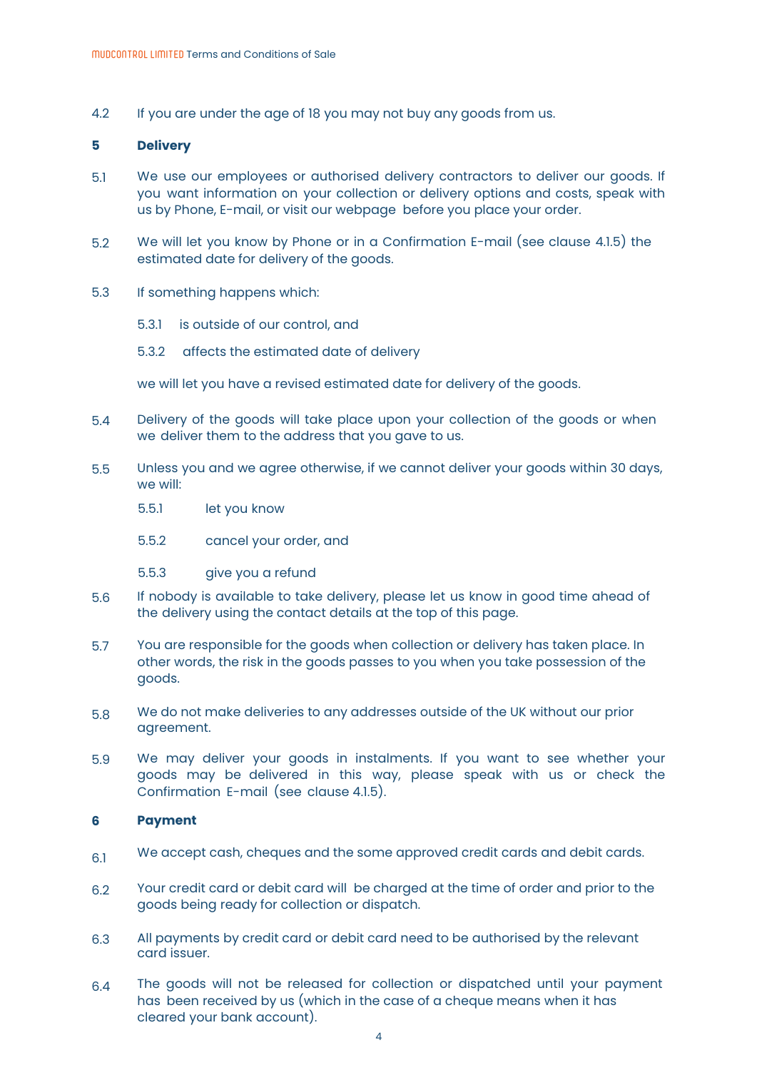4.2 If you are under the age of 18 you may not buy any goods from us.

## 5 Delivery

5.1 We use our employees or authorised delivery contractors to deliver our goods. If you want information on your collection or delivery options and costs, speak with us by Phone, E-mail, or visit our webpage before you place your order.

5.2 We will let you know by Phone or in a Confirmation E-mail (see clause 4.1.5) the estimated date for delivery of the goods.

5.3 If something happens which:

5.3.1 is outside of our control, and

5.3.2 affects the estimated date of delivery

we will let you have a revised estimated date for delivery of the goods.

5.4 Delivery of the goods will take place upon your collection of the goods or when we deliver them to the address that you gave to us.

5.5 Unless you and we agree otherwise, if we cannot deliver your goods within 30 days, we will:

5.5.1 let you know

5.5.2 cancel your order, and

5.5.3 give you a refund

5.6 If nobody is available to take delivery, please let us know in good time ahead of the delivery using the contact details at the top of this page.

5.7 You are responsible for the goods when collection or delivery has taken place. In other words, the risk in the goods passes to you when you take possession of the goods.

5.8 We do not make deliveries to any addresses outside of the UK without our prior agreement.

5.9 We may deliver your goods in instalments. If you want to see whether your goods may be delivered in this way, please speak with us or check the Confirmation E-mail (see clause 4.1.5).

## 6 Payment

6.1 We accept cash, cheques and the some approved credit cards and debit cards.

6.2 Your credit card or debit card will be charged at the time of order and prior to the goods being ready for collection or dispatch.

6.3 All payments by credit card or debit card need to be authorised by the relevant card issuer.

6.4 The goods will not be released for collection or dispatched until your payment has been received by us (which in the case of a cheque means when it has cleared your bank account).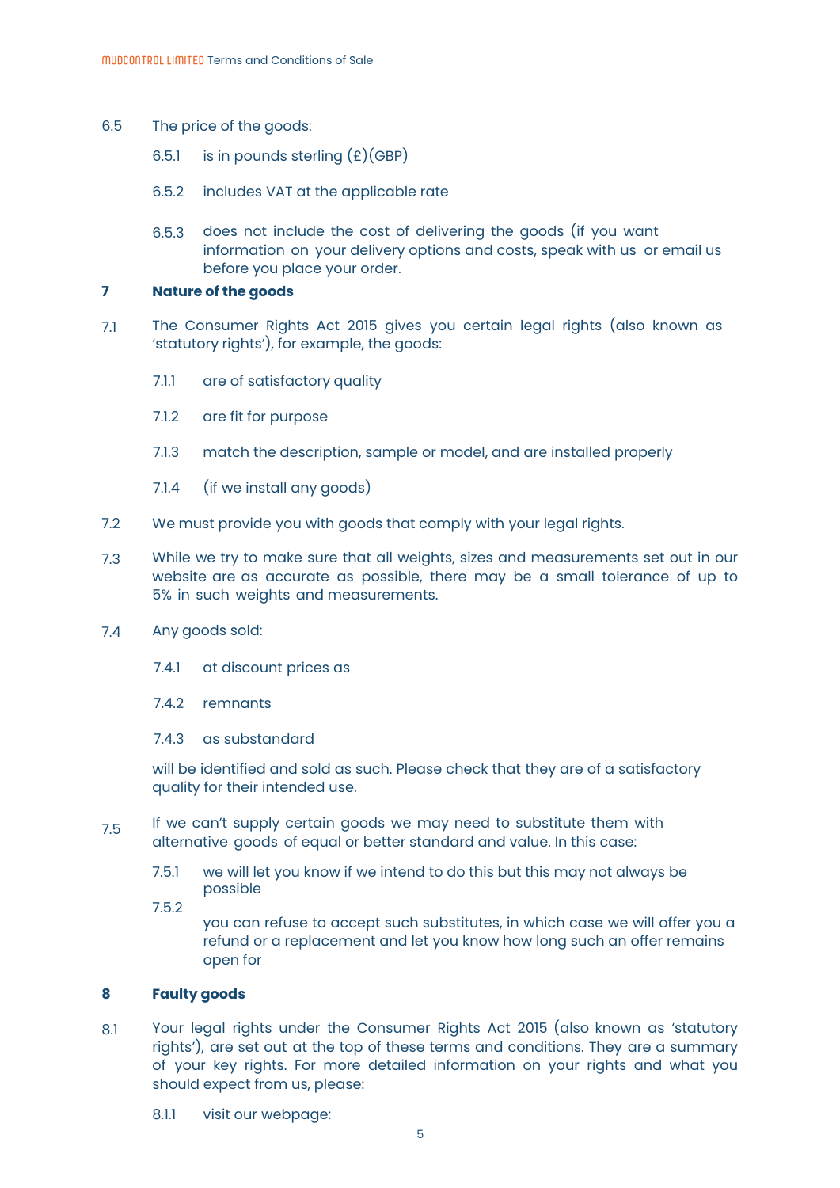6.5 The price of the goods:

- 6.5.1 is in pounds sterling (£)(GBP)
- 6.5.2 includes VAT at the applicable rate
- 6.5.3 does not include the cost of delivering the goods (if you want information on your delivery options and costs, speak with us or email us before you place your order.

## 7 Nature of the goods

7.1 The Consumer Rights Act 2015 gives you certain legal rights (also known as 'statutory rights'), for example, the goods:

- 7.1.1 are of satisfactory quality
- 7.1.2 are fit for purpose
- 7.1.3 match the description, sample or model, and are installed properly
- 7.1.4 (if we install any goods)

7.2 We must provide you with goods that comply with your legal rights.

7.3 While we try to make sure that all weights, sizes and measurements set out in our website are as accurate as possible, there may be a small tolerance of up to 5% in such weights and measurements.

7.4 Any goods sold:

- 7.4.1 at discount prices as
- 7.4.2 remnants
- 7.4.3 as substandard

will be identified and sold as such. Please check that they are of a satisfactory quality for their intended use.

7.5 If we can't supply certain goods we may need to substitute them with alternative goods of equal or better standard and value. In this case:

- 7.5.1 we will let you know if we intend to do this but this may not always be possible
- 7.5.2 you can refuse to accept such substitutes, in which case we will offer you a refund or a replacement and let you know how long such an offer remains open for

## 8 Faulty goods

8.1 Your legal rights under the Consumer Rights Act 2015 (also known as 'statutory rights'), are set out at the top of these terms and conditions. They are a summary of your key rights. For more detailed information on your rights and what you should expect from us, please:

- 8.1.1 visit our webpage: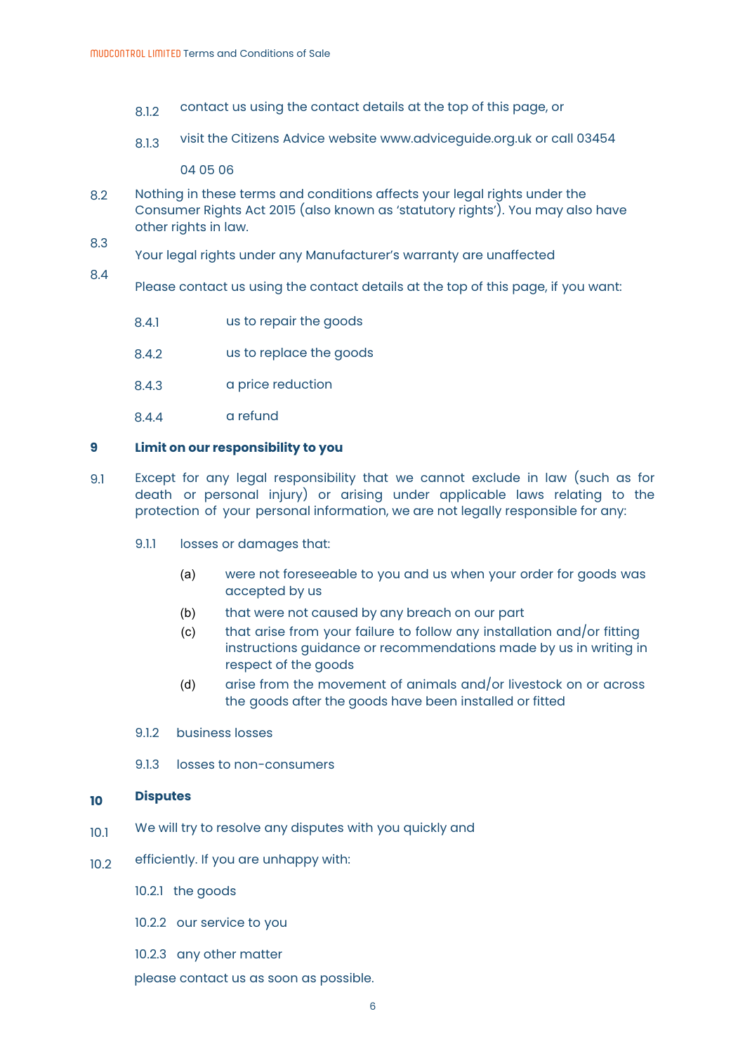8.1.2 contact us using the contact details at the top of this page, or

8.1.3 visit the Citizens Advice website www.adviceguide.org.uk or call 03454 04 05 06

8.2 Nothing in these terms and conditions affects your legal rights under the Consumer Rights Act 2015 (also known as 'statutory rights'). You may also have other rights in law.

8.3 Your legal rights under any Manufacturer's warranty are unaffected

8.4 Please contact us using the contact details at the top of this page, if you want:

8.4.1 us to repair the goods

8.4.2 us to replace the goods

8.4.3 a price reduction

8.4.4 a refund

## 9 Limit on our responsibility to you

9.1 Except for any legal responsibility that we cannot exclude in law (such as for death or personal injury) or arising under applicable laws relating to the protection of your personal information, we are not legally responsible for any:

9.1.1 losses or damages that:

(a) were not foreseeable to you and us when your order for goods was accepted by us

(b) that were not caused by any breach on our part

(c) that arise from your failure to follow any installation and/or fitting instructions guidance or recommendations made by us in writing in respect of the goods

(d) arise from the movement of animals and/or livestock on or across the goods after the goods have been installed or fitted

9.1.2 business losses

9.1.3 losses to non-consumers

## 10 Disputes

10.1 We will try to resolve any disputes with you quickly and

10.2 efficiently. If you are unhappy with:

10.2.1 the goods

10.2.2 our service to you

10.2.3 any other matter

please contact us as soon as possible.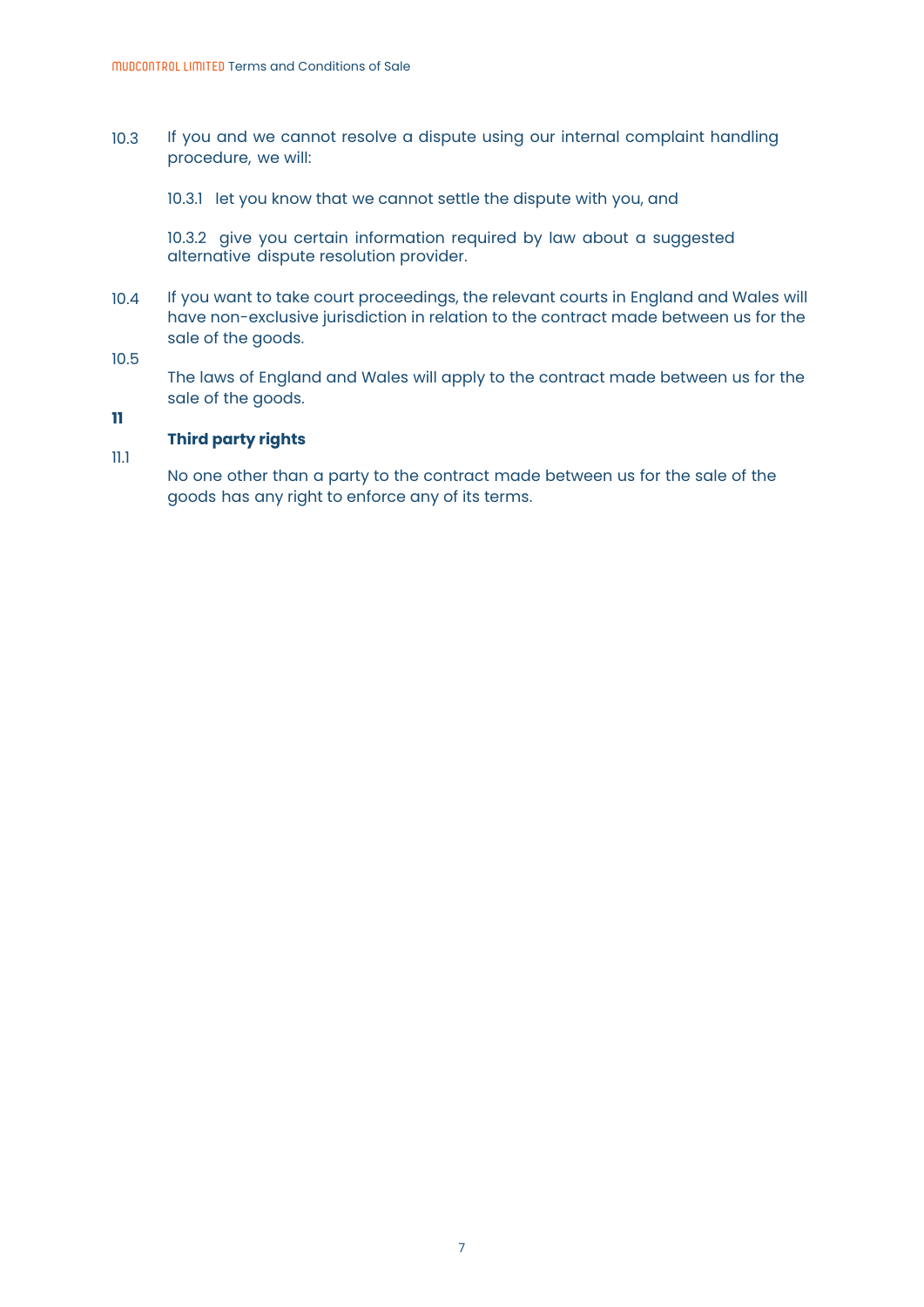10.3 If you and we cannot resolve a dispute using our internal complaint handling procedure, we will:

10.3.1 let you know that we cannot settle the dispute with you, and

10.3.2 give you certain information required by law about a suggested alternative dispute resolution provider.

10.4 If you want to take court proceedings, the relevant courts in England and Wales will have non-exclusive jurisdiction in relation to the contract made between us for the sale of the goods.

10.5 The laws of England and Wales will apply to the contract made between us for the sale of the goods.

**11 Third party rights**

11.1 No one other than a party to the contract made between us for the sale of the goods has any right to enforce any of its terms.